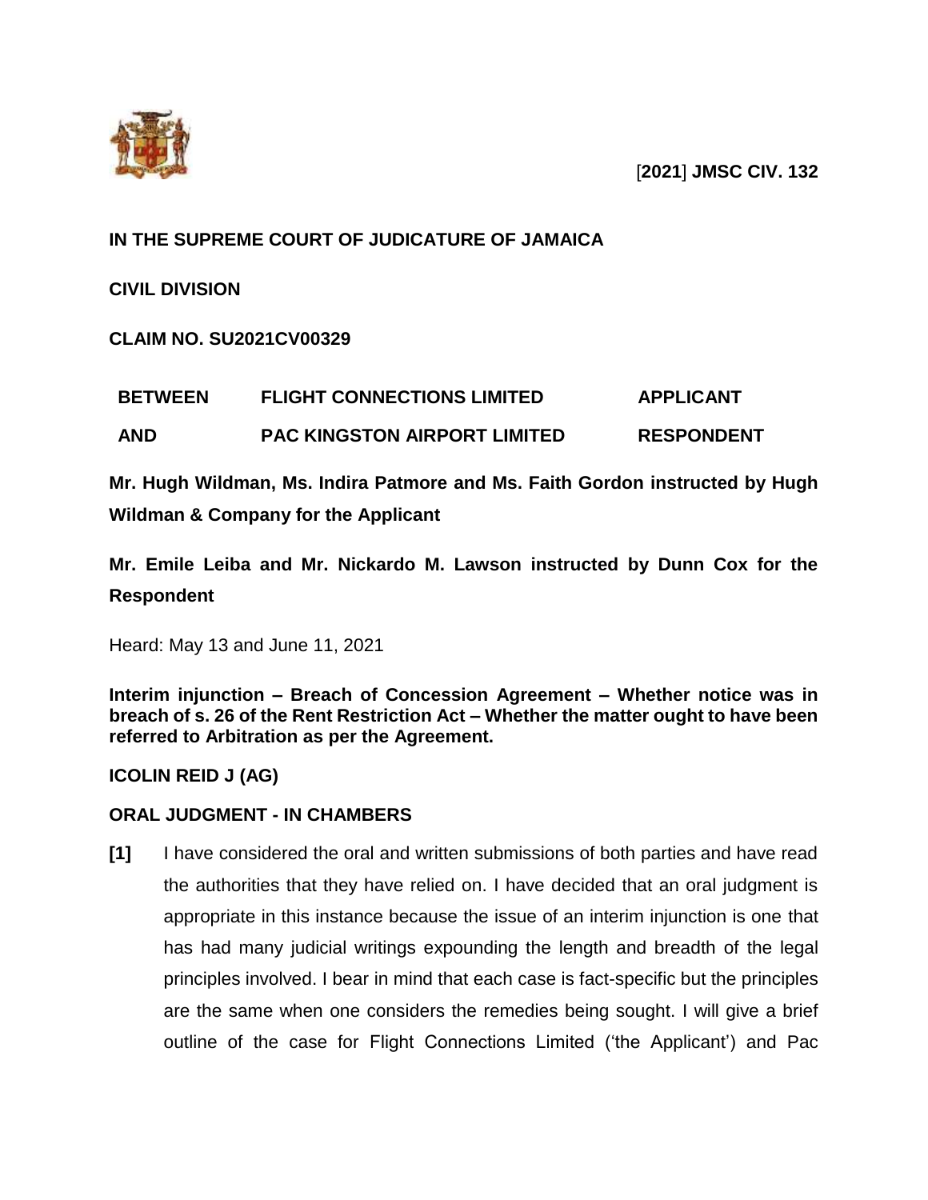**[2021] JMSC CIV. 132**

**IN THE SUPREME COURT OF JUDICATURE OF JAMAICA**

**CIVIL DIVISION**

**CLAIM NO. SU2021CV00329**

| | | |
|---|---|---|
| **BETWEEN** | **FLIGHT CONNECTIONS LIMITED** | **APPLICANT** |
| **AND** | **PAC KINGSTON AIRPORT LIMITED** | **RESPONDENT** |

**Mr. Hugh Wildman, Ms. Indira Patmore and Ms. Faith Gordon instructed by Hugh Wildman & Company for the Applicant**

**Mr. Emile Leiba and Mr. Nickardo M. Lawson instructed by Dunn Cox for the Respondent**

Heard: May 13 and June 11, 2021

**Interim injunction – Breach of Concession Agreement – Whether notice was in breach of s. 26 of the Rent Restriction Act – Whether the matter ought to have been referred to Arbitration as per the Agreement.**

**ICOLIN REID J (AG)**

**ORAL JUDGMENT - IN CHAMBERS**

**[1]** I have considered the oral and written submissions of both parties and have read the authorities that they have relied on. I have decided that an oral judgment is appropriate in this instance because the issue of an interim injunction is one that has had many judicial writings expounding the length and breadth of the legal principles involved. I bear in mind that each case is fact-specific but the principles are the same when one considers the remedies being sought. I will give a brief outline of the case for Flight Connections Limited ('the Applicant') and Pac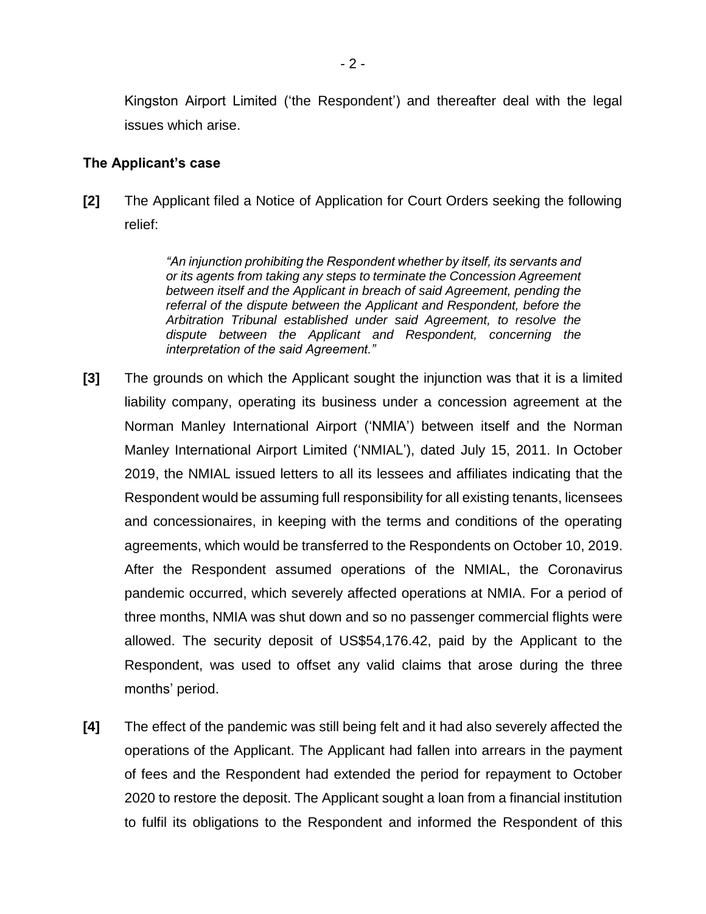Kingston Airport Limited ('the Respondent') and thereafter deal with the legal issues which arise.

### The Applicant's case

**[2]** The Applicant filed a Notice of Application for Court Orders seeking the following relief:

> *"An injunction prohibiting the Respondent whether by itself, its servants and or its agents from taking any steps to terminate the Concession Agreement between itself and the Applicant in breach of said Agreement, pending the referral of the dispute between the Applicant and Respondent, before the Arbitration Tribunal established under said Agreement, to resolve the dispute between the Applicant and Respondent, concerning the interpretation of the said Agreement."*

**[3]** The grounds on which the Applicant sought the injunction was that it is a limited liability company, operating its business under a concession agreement at the Norman Manley International Airport ('NMIA') between itself and the Norman Manley International Airport Limited ('NMIAL'), dated July 15, 2011. In October 2019, the NMIAL issued letters to all its lessees and affiliates indicating that the Respondent would be assuming full responsibility for all existing tenants, licensees and concessionaires, in keeping with the terms and conditions of the operating agreements, which would be transferred to the Respondents on October 10, 2019. After the Respondent assumed operations of the NMIAL, the Coronavirus pandemic occurred, which severely affected operations at NMIA. For a period of three months, NMIA was shut down and so no passenger commercial flights were allowed. The security deposit of US$54,176.42, paid by the Applicant to the Respondent, was used to offset any valid claims that arose during the three months' period.

**[4]** The effect of the pandemic was still being felt and it had also severely affected the operations of the Applicant. The Applicant had fallen into arrears in the payment of fees and the Respondent had extended the period for repayment to October 2020 to restore the deposit. The Applicant sought a loan from a financial institution to fulfil its obligations to the Respondent and informed the Respondent of this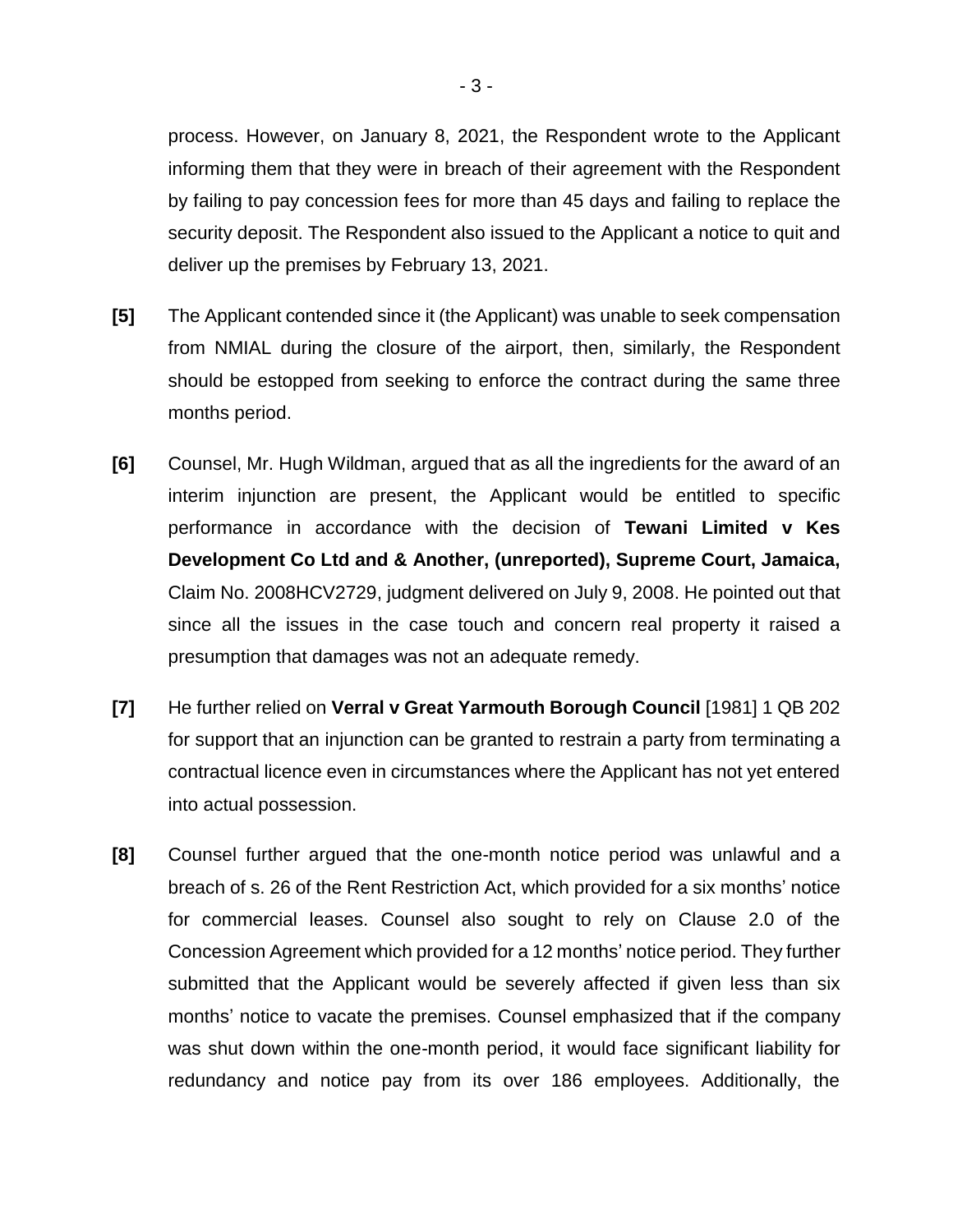process. However, on January 8, 2021, the Respondent wrote to the Applicant informing them that they were in breach of their agreement with the Respondent by failing to pay concession fees for more than 45 days and failing to replace the security deposit. The Respondent also issued to the Applicant a notice to quit and deliver up the premises by February 13, 2021.

**[5]** The Applicant contended since it (the Applicant) was unable to seek compensation from NMIAL during the closure of the airport, then, similarly, the Respondent should be estopped from seeking to enforce the contract during the same three months period.

**[6]** Counsel, Mr. Hugh Wildman, argued that as all the ingredients for the award of an interim injunction are present, the Applicant would be entitled to specific performance in accordance with the decision of **Tewani Limited v Kes Development Co Ltd and & Another, (unreported), Supreme Court, Jamaica,** Claim No. 2008HCV2729, judgment delivered on July 9, 2008. He pointed out that since all the issues in the case touch and concern real property it raised a presumption that damages was not an adequate remedy.

**[7]** He further relied on **Verral v Great Yarmouth Borough Council** [1981] 1 QB 202 for support that an injunction can be granted to restrain a party from terminating a contractual licence even in circumstances where the Applicant has not yet entered into actual possession.

**[8]** Counsel further argued that the one-month notice period was unlawful and a breach of s. 26 of the Rent Restriction Act, which provided for a six months' notice for commercial leases. Counsel also sought to rely on Clause 2.0 of the Concession Agreement which provided for a 12 months' notice period. They further submitted that the Applicant would be severely affected if given less than six months' notice to vacate the premises. Counsel emphasized that if the company was shut down within the one-month period, it would face significant liability for redundancy and notice pay from its over 186 employees. Additionally, the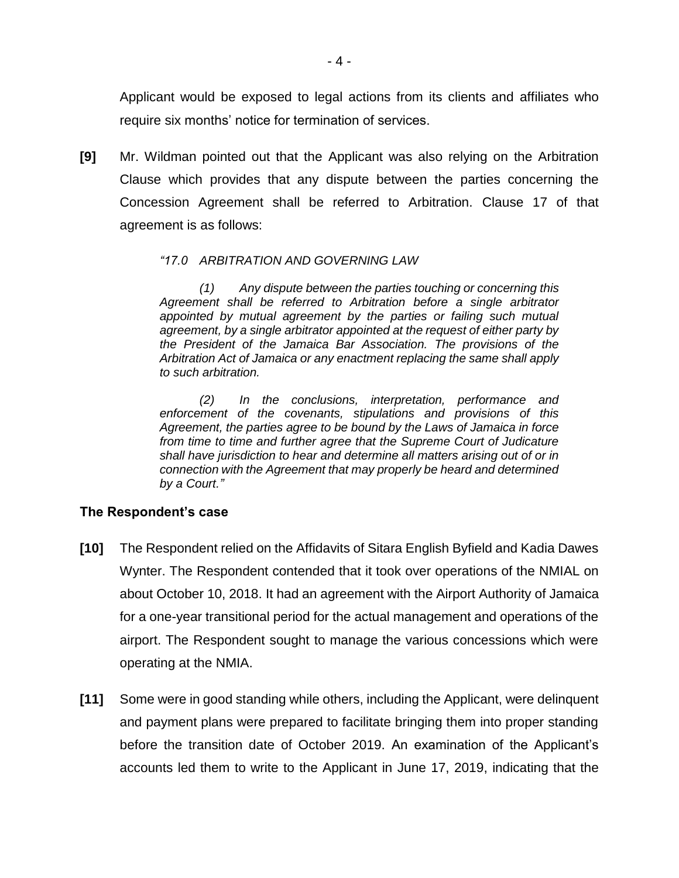Applicant would be exposed to legal actions from its clients and affiliates who require six months' notice for termination of services.

**[9]** Mr. Wildman pointed out that the Applicant was also relying on the Arbitration Clause which provides that any dispute between the parties concerning the Concession Agreement shall be referred to Arbitration. Clause 17 of that agreement is as follows:

> *"17.0 ARBITRATION AND GOVERNING LAW*
>
> *(1) Any dispute between the parties touching or concerning this Agreement shall be referred to Arbitration before a single arbitrator appointed by mutual agreement by the parties or failing such mutual agreement, by a single arbitrator appointed at the request of either party by the President of the Jamaica Bar Association. The provisions of the Arbitration Act of Jamaica or any enactment replacing the same shall apply to such arbitration.*
>
> *(2) In the conclusions, interpretation, performance and enforcement of the covenants, stipulations and provisions of this Agreement, the parties agree to be bound by the Laws of Jamaica in force from time to time and further agree that the Supreme Court of Judicature shall have jurisdiction to hear and determine all matters arising out of or in connection with the Agreement that may properly be heard and determined by a Court."*

### The Respondent's case

**[10]** The Respondent relied on the Affidavits of Sitara English Byfield and Kadia Dawes Wynter. The Respondent contended that it took over operations of the NMIAL on about October 10, 2018. It had an agreement with the Airport Authority of Jamaica for a one-year transitional period for the actual management and operations of the airport. The Respondent sought to manage the various concessions which were operating at the NMIA.

**[11]** Some were in good standing while others, including the Applicant, were delinquent and payment plans were prepared to facilitate bringing them into proper standing before the transition date of October 2019. An examination of the Applicant's accounts led them to write to the Applicant in June 17, 2019, indicating that the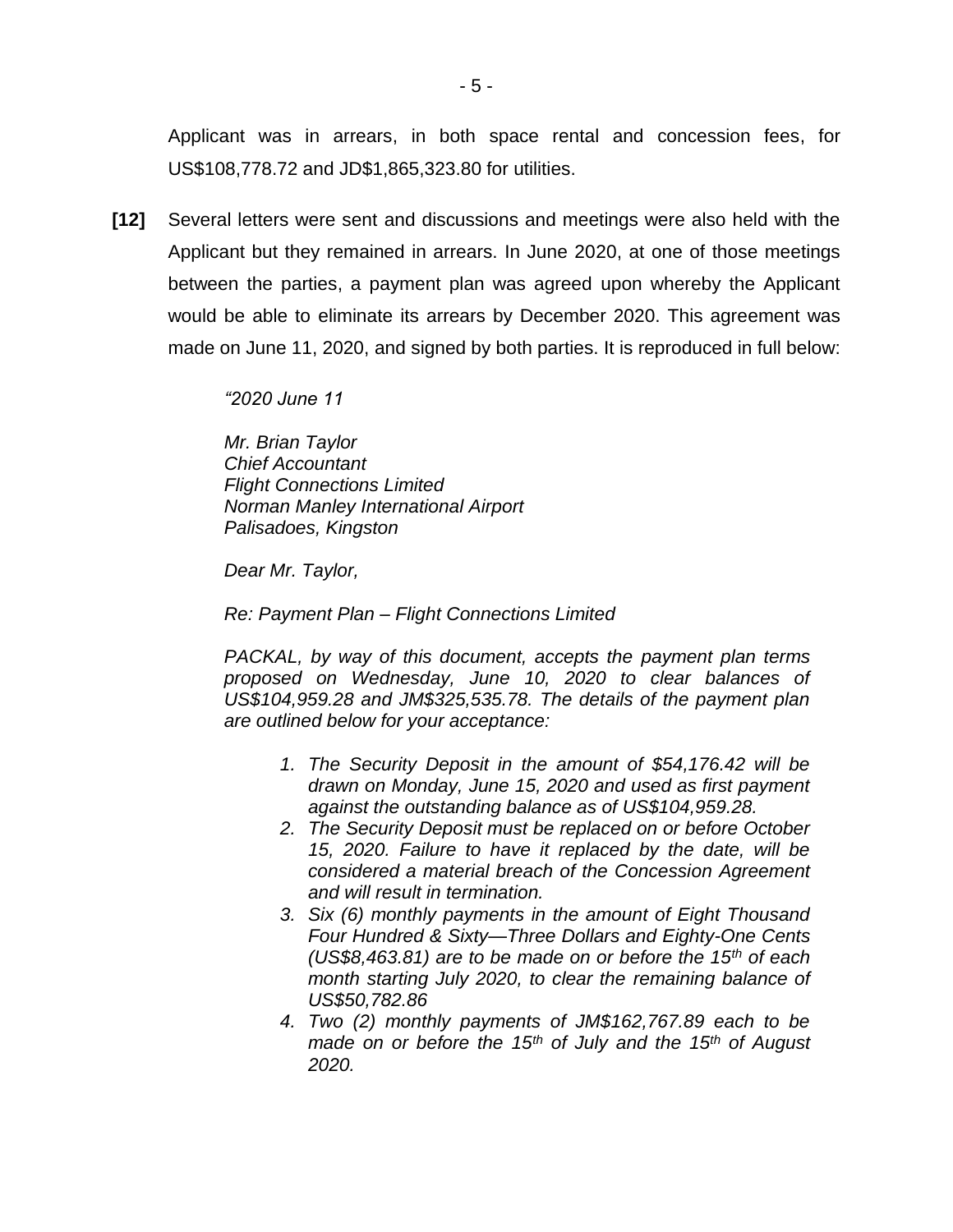Applicant was in arrears, in both space rental and concession fees, for US$108,778.72 and JD$1,865,323.80 for utilities.

**[12]** Several letters were sent and discussions and meetings were also held with the Applicant but they remained in arrears. In June 2020, at one of those meetings between the parties, a payment plan was agreed upon whereby the Applicant would be able to eliminate its arrears by December 2020. This agreement was made on June 11, 2020, and signed by both parties. It is reproduced in full below:

> *"2020 June 11*
>
> *Mr. Brian Taylor*
> *Chief Accountant*
> *Flight Connections Limited*
> *Norman Manley International Airport*
> *Palisadoes, Kingston*
>
> *Dear Mr. Taylor,*
>
> *Re: Payment Plan – Flight Connections Limited*
>
> *PACKAL, by way of this document, accepts the payment plan terms proposed on Wednesday, June 10, 2020 to clear balances of US$104,959.28 and JM$325,535.78. The details of the payment plan are outlined below for your acceptance:*
>
> 1. *The Security Deposit in the amount of $54,176.42 will be drawn on Monday, June 15, 2020 and used as first payment against the outstanding balance as of US$104,959.28.*
> 2. *The Security Deposit must be replaced on or before October 15, 2020. Failure to have it replaced by the date, will be considered a material breach of the Concession Agreement and will result in termination.*
> 3. *Six (6) monthly payments in the amount of Eight Thousand Four Hundred & Sixty—Three Dollars and Eighty-One Cents (US$8,463.81) are to be made on or before the 15th of each month starting July 2020, to clear the remaining balance of US$50,782.86*
> 4. *Two (2) monthly payments of JM$162,767.89 each to be made on or before the 15th of July and the 15th of August 2020.*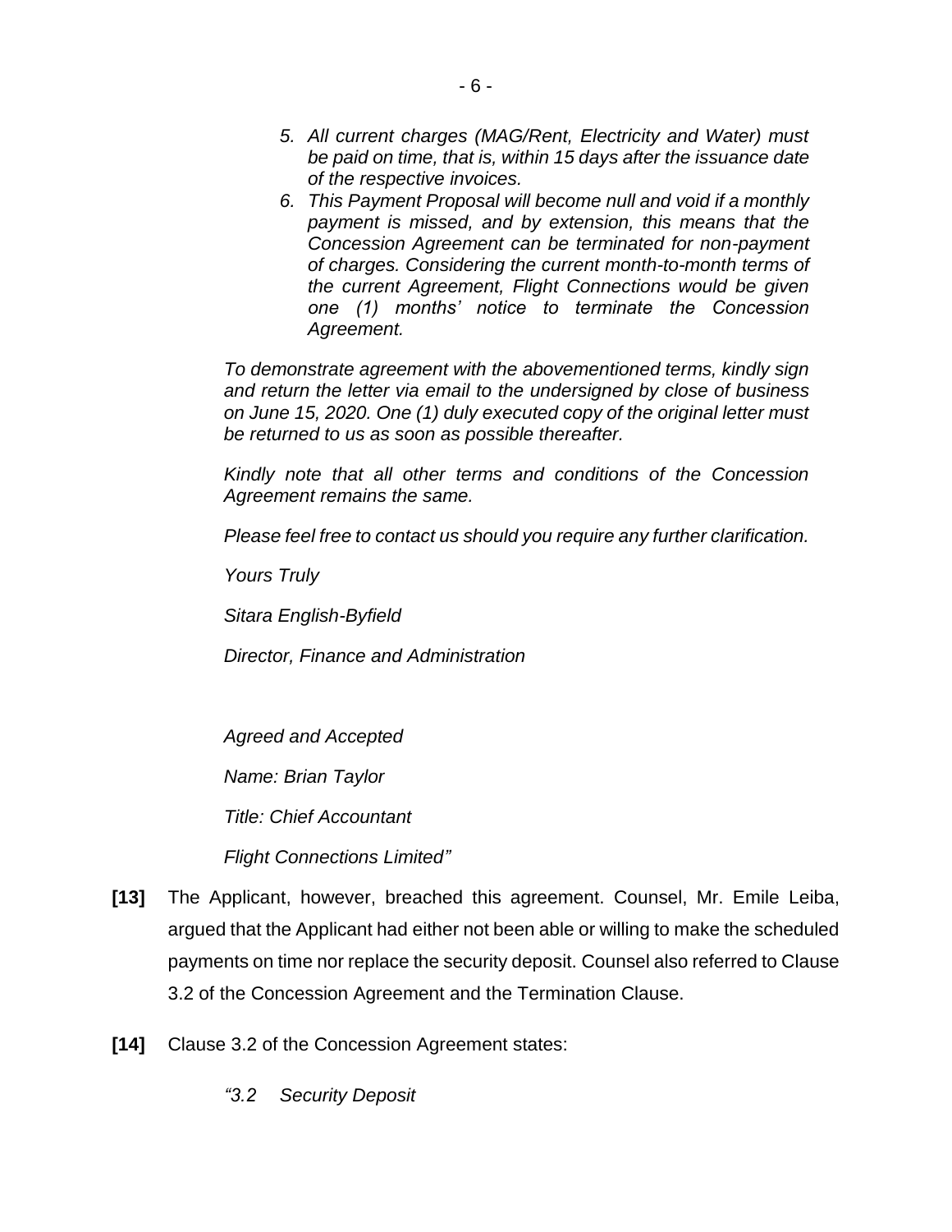> *5. All current charges (MAG/Rent, Electricity and Water) must be paid on time, that is, within 15 days after the issuance date of the respective invoices.*
>
> *6. This Payment Proposal will become null and void if a monthly payment is missed, and by extension, this means that the Concession Agreement can be terminated for non-payment of charges. Considering the current month-to-month terms of the current Agreement, Flight Connections would be given one (1) months' notice to terminate the Concession Agreement.*
>
> *To demonstrate agreement with the abovementioned terms, kindly sign and return the letter via email to the undersigned by close of business on June 15, 2020. One (1) duly executed copy of the original letter must be returned to us as soon as possible thereafter.*
>
> *Kindly note that all other terms and conditions of the Concession Agreement remains the same.*
>
> *Please feel free to contact us should you require any further clarification.*
>
> *Yours Truly*
>
> *Sitara English-Byfield*
>
> *Director, Finance and Administration*
>
> *Agreed and Accepted*
>
> *Name: Brian Taylor*
>
> *Title: Chief Accountant*
>
> *Flight Connections Limited"*

**[13]** The Applicant, however, breached this agreement. Counsel, Mr. Emile Leiba, argued that the Applicant had either not been able or willing to make the scheduled payments on time nor replace the security deposit. Counsel also referred to Clause 3.2 of the Concession Agreement and the Termination Clause.

**[14]** Clause 3.2 of the Concession Agreement states:

> *"3.2 Security Deposit*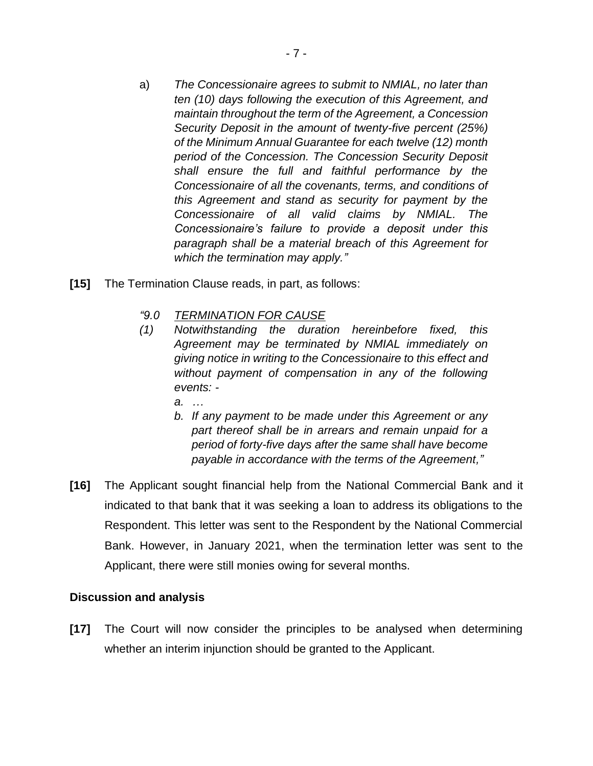a) *The Concessionaire agrees to submit to NMIAL, no later than ten (10) days following the execution of this Agreement, and maintain throughout the term of the Agreement, a Concession Security Deposit in the amount of twenty-five percent (25%) of the Minimum Annual Guarantee for each twelve (12) month period of the Concession. The Concession Security Deposit shall ensure the full and faithful performance by the Concessionaire of all the covenants, terms, and conditions of this Agreement and stand as security for payment by the Concessionaire of all valid claims by NMIAL. The Concessionaire's failure to provide a deposit under this paragraph shall be a material breach of this Agreement for which the termination may apply."*

**[15]** The Termination Clause reads, in part, as follows:

*"9.0 TERMINATION FOR CAUSE*

*(1) Notwithstanding the duration hereinbefore fixed, this Agreement may be terminated by NMIAL immediately on giving notice in writing to the Concessionaire to this effect and without payment of compensation in any of the following events: -*

*a. …*

*b. If any payment to be made under this Agreement or any part thereof shall be in arrears and remain unpaid for a period of forty-five days after the same shall have become payable in accordance with the terms of the Agreement,"*

**[16]** The Applicant sought financial help from the National Commercial Bank and it indicated to that bank that it was seeking a loan to address its obligations to the Respondent. This letter was sent to the Respondent by the National Commercial Bank. However, in January 2021, when the termination letter was sent to the Applicant, there were still monies owing for several months.

### Discussion and analysis

**[17]** The Court will now consider the principles to be analysed when determining whether an interim injunction should be granted to the Applicant.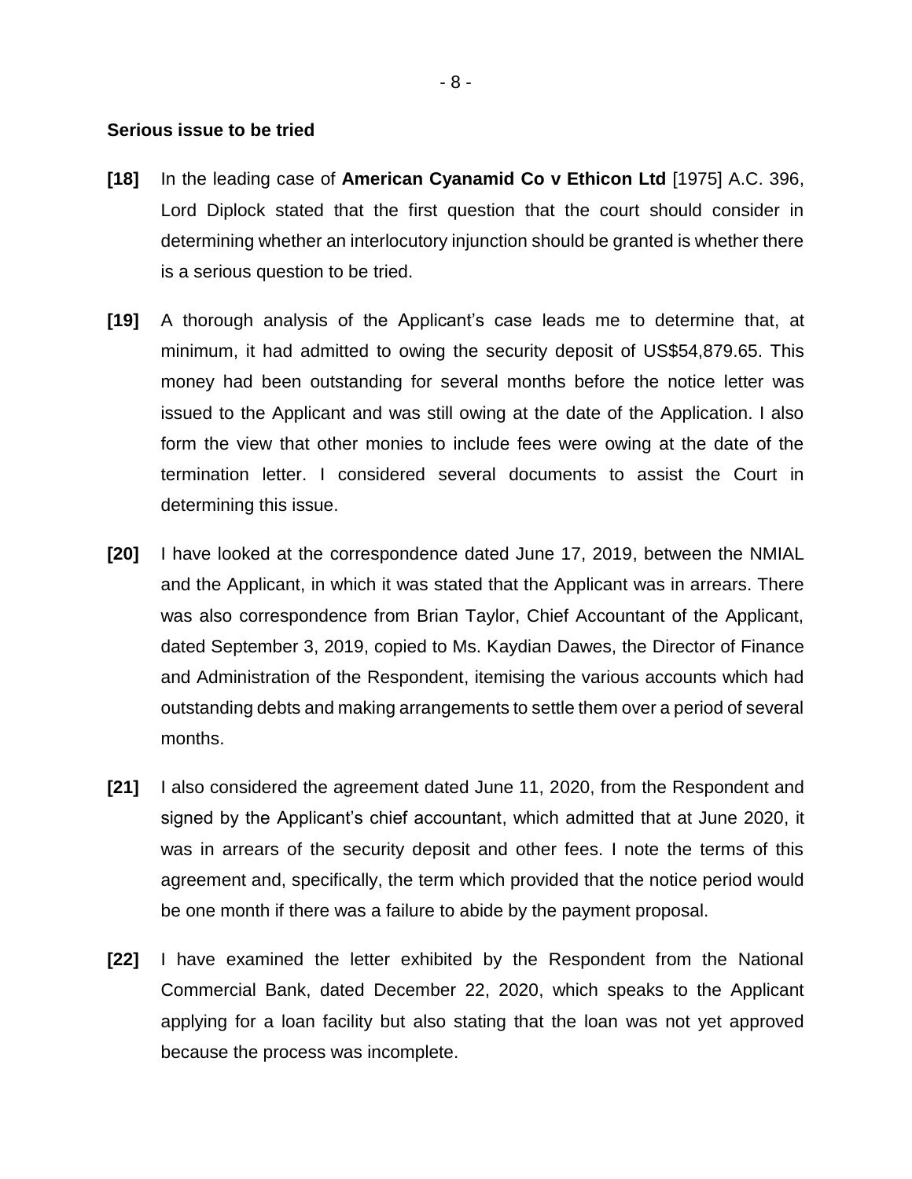**Serious issue to be tried**

**[18]** In the leading case of **American Cyanamid Co v Ethicon Ltd** [1975] A.C. 396, Lord Diplock stated that the first question that the court should consider in determining whether an interlocutory injunction should be granted is whether there is a serious question to be tried.

**[19]** A thorough analysis of the Applicant's case leads me to determine that, at minimum, it had admitted to owing the security deposit of US$54,879.65. This money had been outstanding for several months before the notice letter was issued to the Applicant and was still owing at the date of the Application. I also form the view that other monies to include fees were owing at the date of the termination letter. I considered several documents to assist the Court in determining this issue.

**[20]** I have looked at the correspondence dated June 17, 2019, between the NMIAL and the Applicant, in which it was stated that the Applicant was in arrears. There was also correspondence from Brian Taylor, Chief Accountant of the Applicant, dated September 3, 2019, copied to Ms. Kaydian Dawes, the Director of Finance and Administration of the Respondent, itemising the various accounts which had outstanding debts and making arrangements to settle them over a period of several months.

**[21]** I also considered the agreement dated June 11, 2020, from the Respondent and signed by the Applicant's chief accountant, which admitted that at June 2020, it was in arrears of the security deposit and other fees. I note the terms of this agreement and, specifically, the term which provided that the notice period would be one month if there was a failure to abide by the payment proposal.

**[22]** I have examined the letter exhibited by the Respondent from the National Commercial Bank, dated December 22, 2020, which speaks to the Applicant applying for a loan facility but also stating that the loan was not yet approved because the process was incomplete.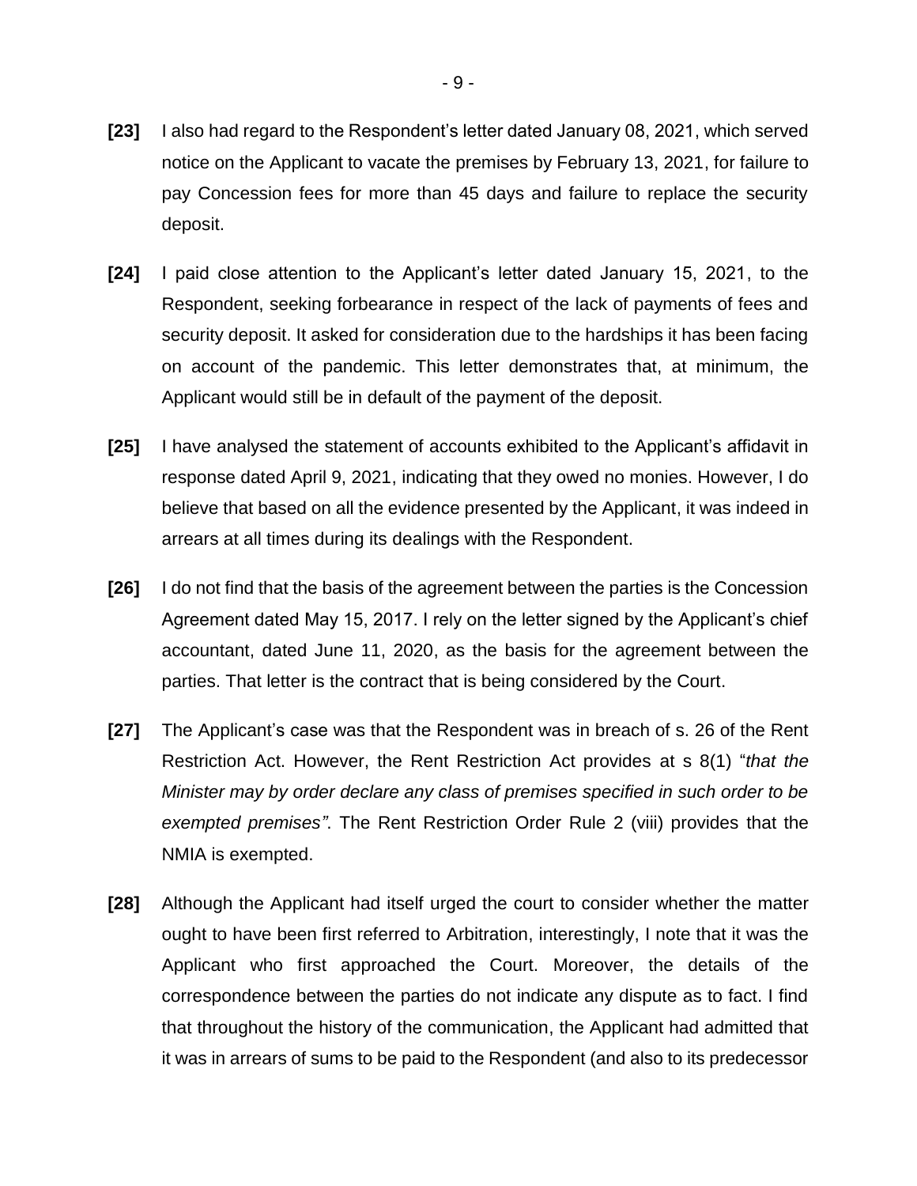**[23]** I also had regard to the Respondent's letter dated January 08, 2021, which served notice on the Applicant to vacate the premises by February 13, 2021, for failure to pay Concession fees for more than 45 days and failure to replace the security deposit.

**[24]** I paid close attention to the Applicant's letter dated January 15, 2021, to the Respondent, seeking forbearance in respect of the lack of payments of fees and security deposit. It asked for consideration due to the hardships it has been facing on account of the pandemic. This letter demonstrates that, at minimum, the Applicant would still be in default of the payment of the deposit.

**[25]** I have analysed the statement of accounts exhibited to the Applicant's affidavit in response dated April 9, 2021, indicating that they owed no monies. However, I do believe that based on all the evidence presented by the Applicant, it was indeed in arrears at all times during its dealings with the Respondent.

**[26]** I do not find that the basis of the agreement between the parties is the Concession Agreement dated May 15, 2017. I rely on the letter signed by the Applicant's chief accountant, dated June 11, 2020, as the basis for the agreement between the parties. That letter is the contract that is being considered by the Court.

**[27]** The Applicant's case was that the Respondent was in breach of s. 26 of the Rent Restriction Act. However, the Rent Restriction Act provides at s 8(1) "*that the Minister may by order declare any class of premises specified in such order to be exempted premises"*. The Rent Restriction Order Rule 2 (viii) provides that the NMIA is exempted.

**[28]** Although the Applicant had itself urged the court to consider whether the matter ought to have been first referred to Arbitration, interestingly, I note that it was the Applicant who first approached the Court. Moreover, the details of the correspondence between the parties do not indicate any dispute as to fact. I find that throughout the history of the communication, the Applicant had admitted that it was in arrears of sums to be paid to the Respondent (and also to its predecessor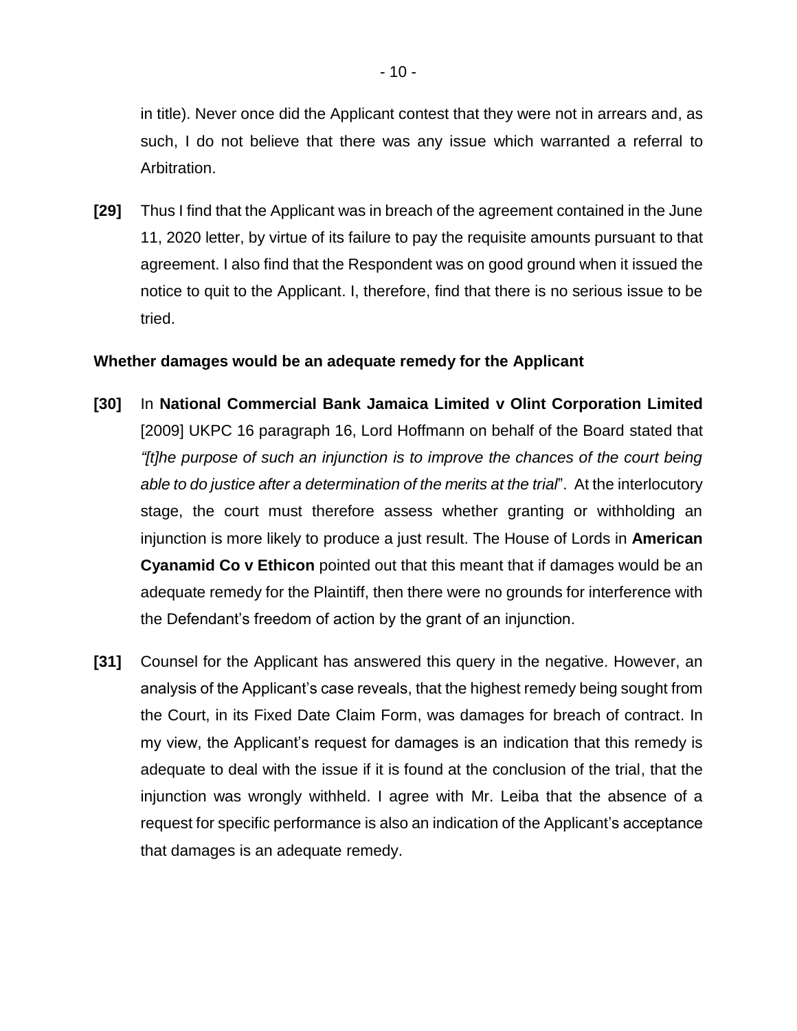in title). Never once did the Applicant contest that they were not in arrears and, as such, I do not believe that there was any issue which warranted a referral to Arbitration.

**[29]** Thus I find that the Applicant was in breach of the agreement contained in the June 11, 2020 letter, by virtue of its failure to pay the requisite amounts pursuant to that agreement. I also find that the Respondent was on good ground when it issued the notice to quit to the Applicant. I, therefore, find that there is no serious issue to be tried.

**Whether damages would be an adequate remedy for the Applicant**

**[30]** In **National Commercial Bank Jamaica Limited v Olint Corporation Limited** [2009] UKPC 16 paragraph 16, Lord Hoffmann on behalf of the Board stated that *"[t]he purpose of such an injunction is to improve the chances of the court being able to do justice after a determination of the merits at the trial*". At the interlocutory stage, the court must therefore assess whether granting or withholding an injunction is more likely to produce a just result. The House of Lords in **American Cyanamid Co v Ethicon** pointed out that this meant that if damages would be an adequate remedy for the Plaintiff, then there were no grounds for interference with the Defendant's freedom of action by the grant of an injunction.

**[31]** Counsel for the Applicant has answered this query in the negative. However, an analysis of the Applicant's case reveals, that the highest remedy being sought from the Court, in its Fixed Date Claim Form, was damages for breach of contract. In my view, the Applicant's request for damages is an indication that this remedy is adequate to deal with the issue if it is found at the conclusion of the trial, that the injunction was wrongly withheld. I agree with Mr. Leiba that the absence of a request for specific performance is also an indication of the Applicant's acceptance that damages is an adequate remedy.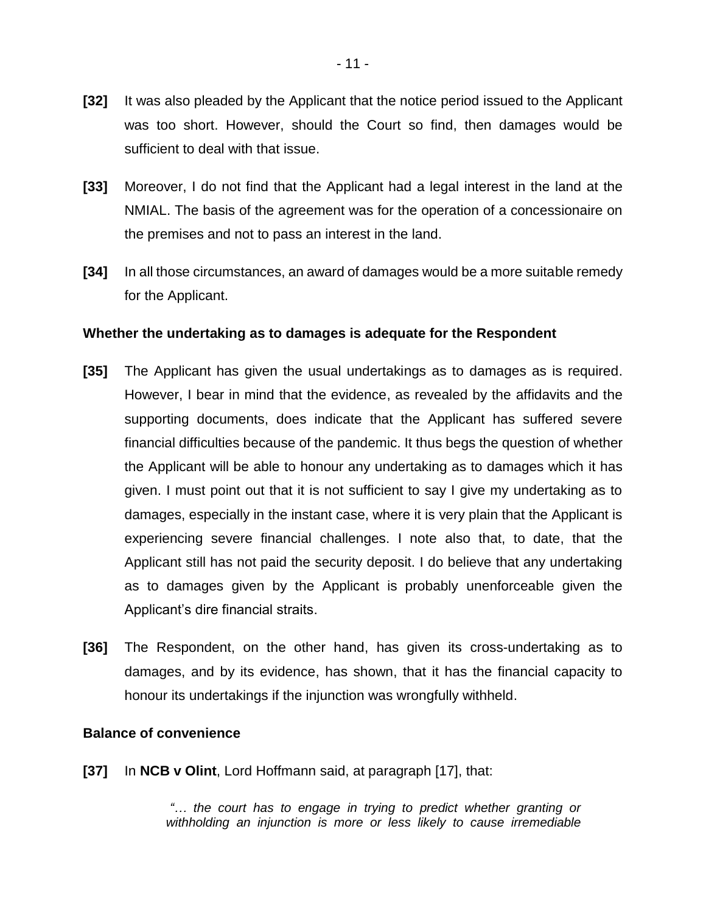**[32]** It was also pleaded by the Applicant that the notice period issued to the Applicant was too short. However, should the Court so find, then damages would be sufficient to deal with that issue.

**[33]** Moreover, I do not find that the Applicant had a legal interest in the land at the NMIAL. The basis of the agreement was for the operation of a concessionaire on the premises and not to pass an interest in the land.

**[34]** In all those circumstances, an award of damages would be a more suitable remedy for the Applicant.

**Whether the undertaking as to damages is adequate for the Respondent**

**[35]** The Applicant has given the usual undertakings as to damages as is required. However, I bear in mind that the evidence, as revealed by the affidavits and the supporting documents, does indicate that the Applicant has suffered severe financial difficulties because of the pandemic. It thus begs the question of whether the Applicant will be able to honour any undertaking as to damages which it has given. I must point out that it is not sufficient to say I give my undertaking as to damages, especially in the instant case, where it is very plain that the Applicant is experiencing severe financial challenges. I note also that, to date, that the Applicant still has not paid the security deposit. I do believe that any undertaking as to damages given by the Applicant is probably unenforceable given the Applicant's dire financial straits.

**[36]** The Respondent, on the other hand, has given its cross-undertaking as to damages, and by its evidence, has shown, that it has the financial capacity to honour its undertakings if the injunction was wrongfully withheld.

**Balance of convenience**

**[37]** In **NCB v Olint**, Lord Hoffmann said, at paragraph [17], that:

> *"… the court has to engage in trying to predict whether granting or withholding an injunction is more or less likely to cause irremediable*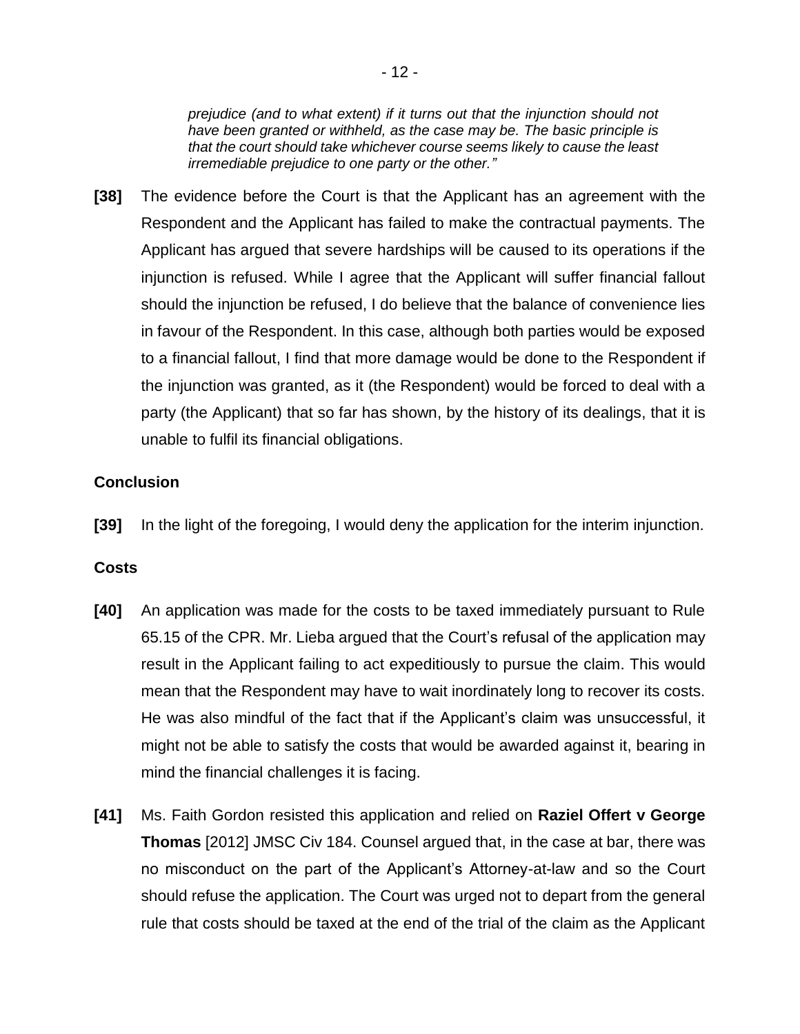*prejudice (and to what extent) if it turns out that the injunction should not have been granted or withheld, as the case may be. The basic principle is that the court should take whichever course seems likely to cause the least irremediable prejudice to one party or the other."*

**[38]** The evidence before the Court is that the Applicant has an agreement with the Respondent and the Applicant has failed to make the contractual payments. The Applicant has argued that severe hardships will be caused to its operations if the injunction is refused. While I agree that the Applicant will suffer financial fallout should the injunction be refused, I do believe that the balance of convenience lies in favour of the Respondent. In this case, although both parties would be exposed to a financial fallout, I find that more damage would be done to the Respondent if the injunction was granted, as it (the Respondent) would be forced to deal with a party (the Applicant) that so far has shown, by the history of its dealings, that it is unable to fulfil its financial obligations.

### Conclusion

**[39]** In the light of the foregoing, I would deny the application for the interim injunction.

### Costs

**[40]** An application was made for the costs to be taxed immediately pursuant to Rule 65.15 of the CPR. Mr. Lieba argued that the Court's refusal of the application may result in the Applicant failing to act expeditiously to pursue the claim. This would mean that the Respondent may have to wait inordinately long to recover its costs. He was also mindful of the fact that if the Applicant's claim was unsuccessful, it might not be able to satisfy the costs that would be awarded against it, bearing in mind the financial challenges it is facing.

**[41]** Ms. Faith Gordon resisted this application and relied on **Raziel Offert v George Thomas** [2012] JMSC Civ 184. Counsel argued that, in the case at bar, there was no misconduct on the part of the Applicant's Attorney-at-law and so the Court should refuse the application. The Court was urged not to depart from the general rule that costs should be taxed at the end of the trial of the claim as the Applicant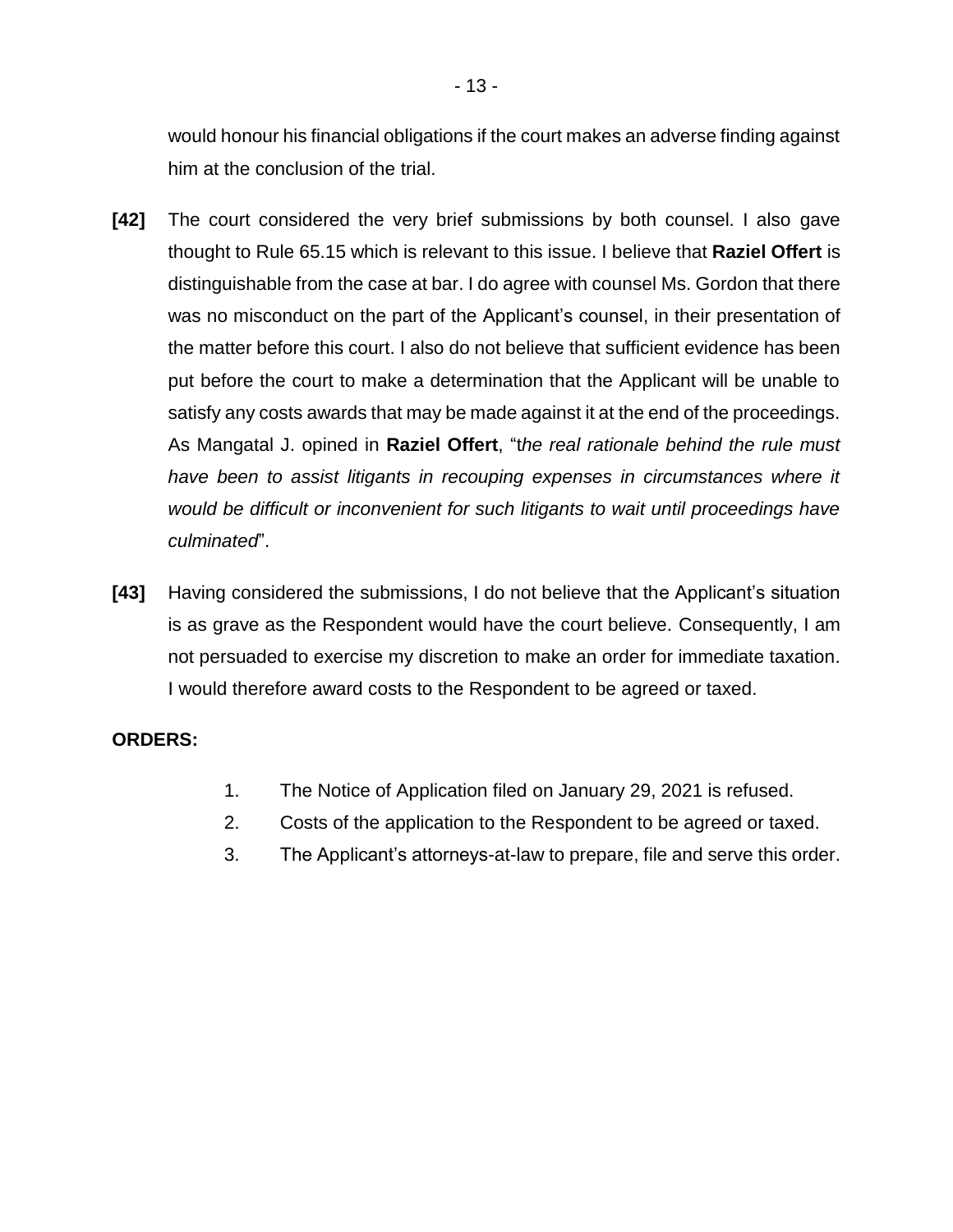would honour his financial obligations if the court makes an adverse finding against him at the conclusion of the trial.

**[42]** The court considered the very brief submissions by both counsel. I also gave thought to Rule 65.15 which is relevant to this issue. I believe that **Raziel Offert** is distinguishable from the case at bar. I do agree with counsel Ms. Gordon that there was no misconduct on the part of the Applicant's counsel, in their presentation of the matter before this court. I also do not believe that sufficient evidence has been put before the court to make a determination that the Applicant will be unable to satisfy any costs awards that may be made against it at the end of the proceedings. As Mangatal J. opined in **Raziel Offert**, "*the real rationale behind the rule must have been to assist litigants in recouping expenses in circumstances where it would be difficult or inconvenient for such litigants to wait until proceedings have culminated*".

**[43]** Having considered the submissions, I do not believe that the Applicant's situation is as grave as the Respondent would have the court believe. Consequently, I am not persuaded to exercise my discretion to make an order for immediate taxation. I would therefore award costs to the Respondent to be agreed or taxed.

**ORDERS:**

1. The Notice of Application filed on January 29, 2021 is refused.
2. Costs of the application to the Respondent to be agreed or taxed.
3. The Applicant's attorneys-at-law to prepare, file and serve this order.